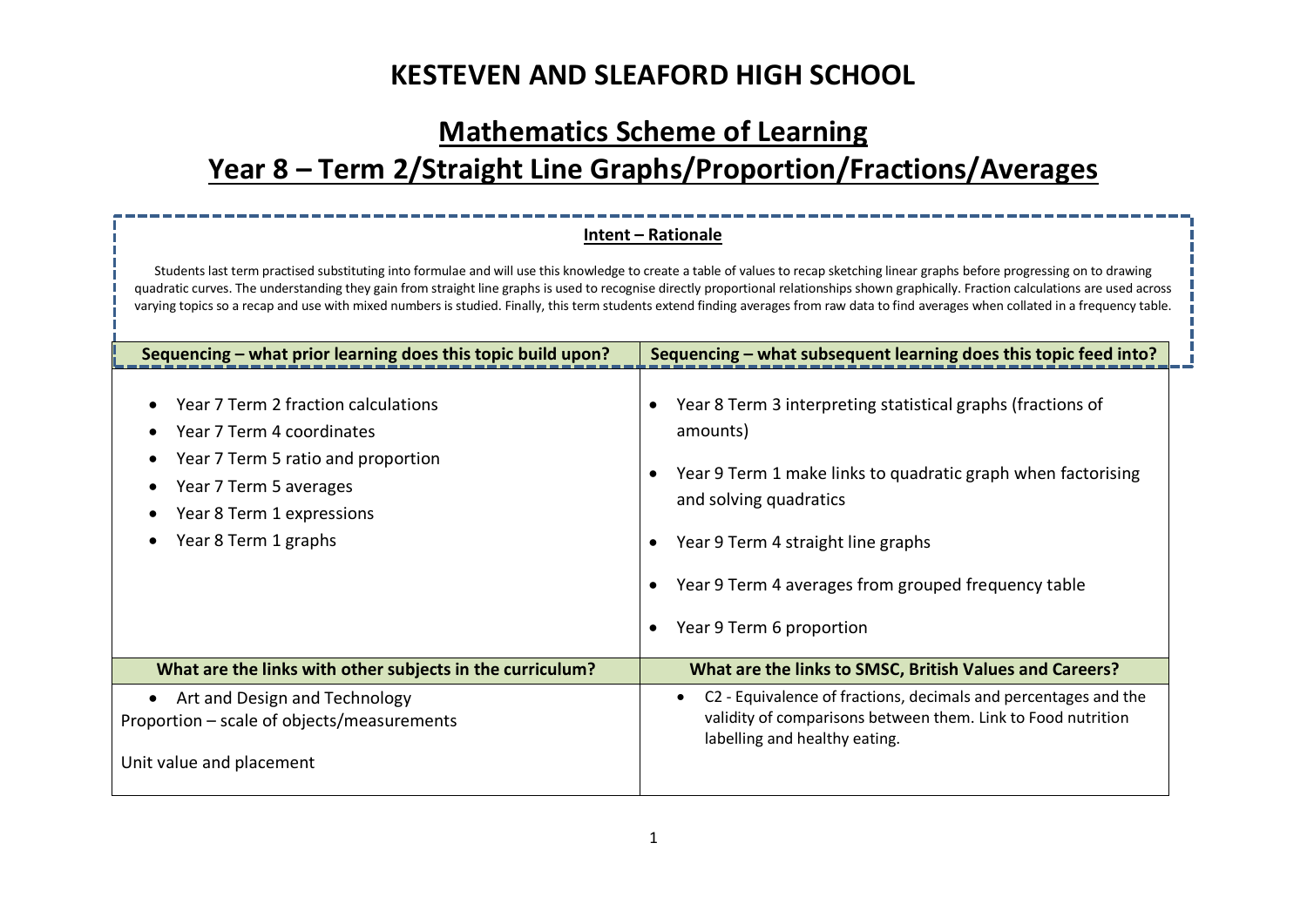# KESTEVEN AND SLEAFORD HIGH SCHOOL

## Mathematics Scheme of Learning

## Year 8 – Term 2/Straight Line Graphs/Proportion/Fractions/Averages

**Intent – Rationale**

Students last term practised substituting into formulae and will use this knowledge to create a table of values to recap sketching linear graphs before progressing on to drawing quadratic curves. The understanding they gain from straight line graphs is used to recognise directly proportional relationships shown graphically. Fraction calculations are used across varying topics so a recap and use with mixed numbers is studied. Finally, this term students extend finding averages from raw data to find averages when collated in a frequency table.

| Sequencing – what prior learning does this topic build upon? | Sequencing – what subsequent learning does this topic feed into? |
| --- | --- |
| • Year 7 Term 2 fraction calculations<br>• Year 7 Term 4 coordinates<br>• Year 7 Term 5 ratio and proportion<br>• Year 7 Term 5 averages<br>• Year 8 Term 1 expressions<br>• Year 8 Term 1 graphs | • Year 8 Term 3 interpreting statistical graphs (fractions of amounts)<br>• Year 9 Term 1 make links to quadratic graph when factorising and solving quadratics<br>• Year 9 Term 4 straight line graphs<br>• Year 9 Term 4 averages from grouped frequency table<br>• Year 9 Term 6 proportion |
| **What are the links with other subjects in the curriculum?** | **What are the links to SMSC, British Values and Careers?** |
| • Art and Design and Technology<br>Proportion – scale of objects/measurements<br><br>Unit value and placement | • C2 - Equivalence of fractions, decimals and percentages and the validity of comparisons between them. Link to Food nutrition labelling and healthy eating. |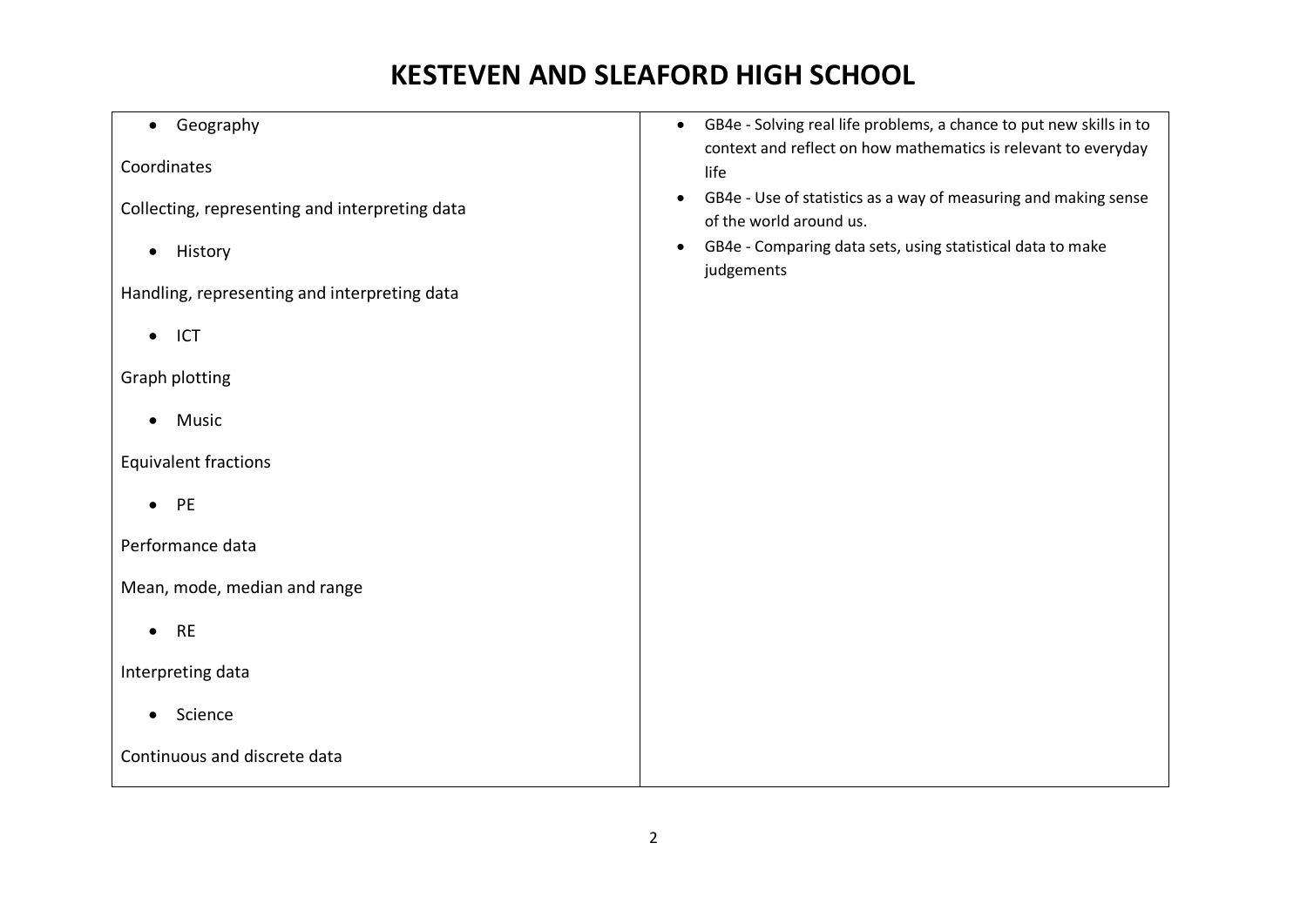| | |
|---|---|
| • Geography<br><br>Coordinates<br><br>Collecting, representing and interpreting data<br><br>• History<br><br>Handling, representing and interpreting data<br><br>• ICT<br><br>Graph plotting<br><br>• Music<br><br>Equivalent fractions<br><br>• PE<br><br>Performance data<br><br>Mean, mode, median and range<br><br>• RE<br><br>Interpreting data<br><br>• Science<br><br>Continuous and discrete data | • GB4e - Solving real life problems, a chance to put new skills in to context and reflect on how mathematics is relevant to everyday life<br>• GB4e - Use of statistics as a way of measuring and making sense of the world around us.<br>• GB4e - Comparing data sets, using statistical data to make judgements |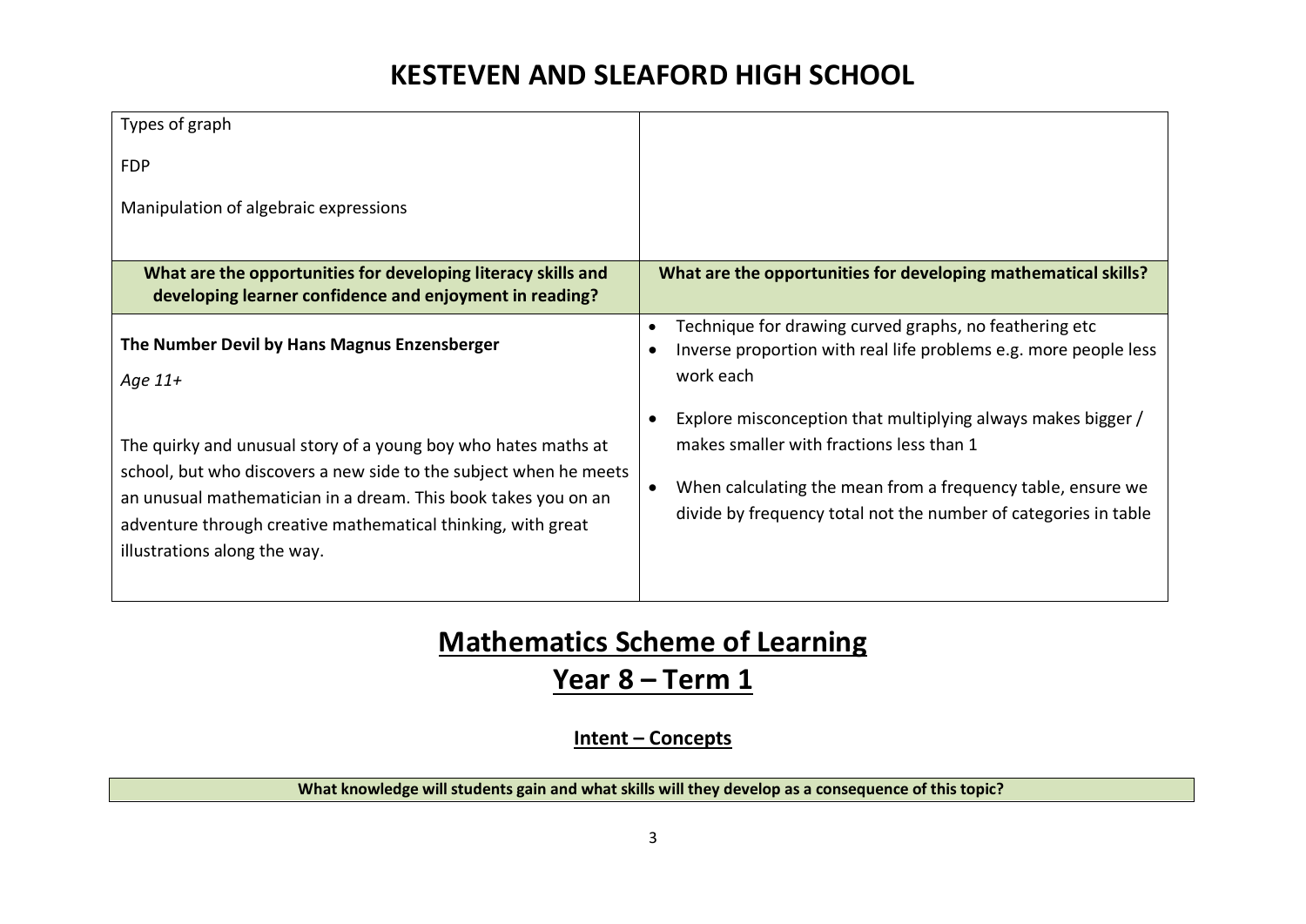# KESTEVEN AND SLEAFORD HIGH SCHOOL

| | |
|---|---|
| Types of graph<br><br>FDP<br><br>Manipulation of algebraic expressions | |
| **What are the opportunities for developing literacy skills and developing learner confidence and enjoyment in reading?** | **What are the opportunities for developing mathematical skills?** |
| **The Number Devil by Hans Magnus Enzensberger**<br><br>*Age 11+*<br><br>The quirky and unusual story of a young boy who hates maths at school, but who discovers a new side to the subject when he meets an unusual mathematician in a dream. This book takes you on an adventure through creative mathematical thinking, with great illustrations along the way. | • Technique for drawing curved graphs, no feathering etc<br>• Inverse proportion with real life problems e.g. more people less work each<br>• Explore misconception that multiplying always makes bigger / makes smaller with fractions less than 1<br>• When calculating the mean from a frequency table, ensure we divide by frequency total not the number of categories in table |

## Mathematics Scheme of Learning

## Year 8 – Term 1

### Intent – Concepts

| What knowledge will students gain and what skills will they develop as a consequence of this topic? |
|---|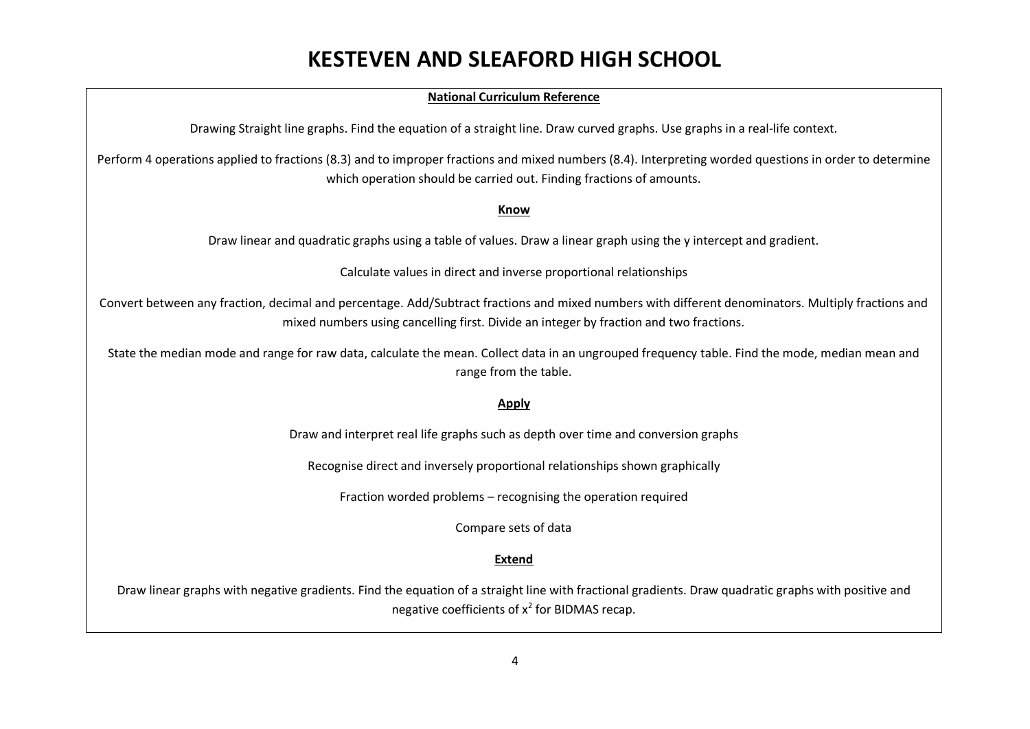# KESTEVEN AND SLEAFORD HIGH SCHOOL

**National Curriculum Reference**

Drawing Straight line graphs. Find the equation of a straight line. Draw curved graphs. Use graphs in a real-life context.

Perform 4 operations applied to fractions (8.3) and to improper fractions and mixed numbers (8.4). Interpreting worded questions in order to determine which operation should be carried out. Finding fractions of amounts.

**Know**

Draw linear and quadratic graphs using a table of values. Draw a linear graph using the y intercept and gradient.

Calculate values in direct and inverse proportional relationships

Convert between any fraction, decimal and percentage. Add/Subtract fractions and mixed numbers with different denominators. Multiply fractions and mixed numbers using cancelling first. Divide an integer by fraction and two fractions.

State the median mode and range for raw data, calculate the mean. Collect data in an ungrouped frequency table. Find the mode, median mean and range from the table.

**Apply**

Draw and interpret real life graphs such as depth over time and conversion graphs

Recognise direct and inversely proportional relationships shown graphically

Fraction worded problems – recognising the operation required

Compare sets of data

**Extend**

Draw linear graphs with negative gradients. Find the equation of a straight line with fractional gradients. Draw quadratic graphs with positive and negative coefficients of $x^2$ for BIDMAS recap.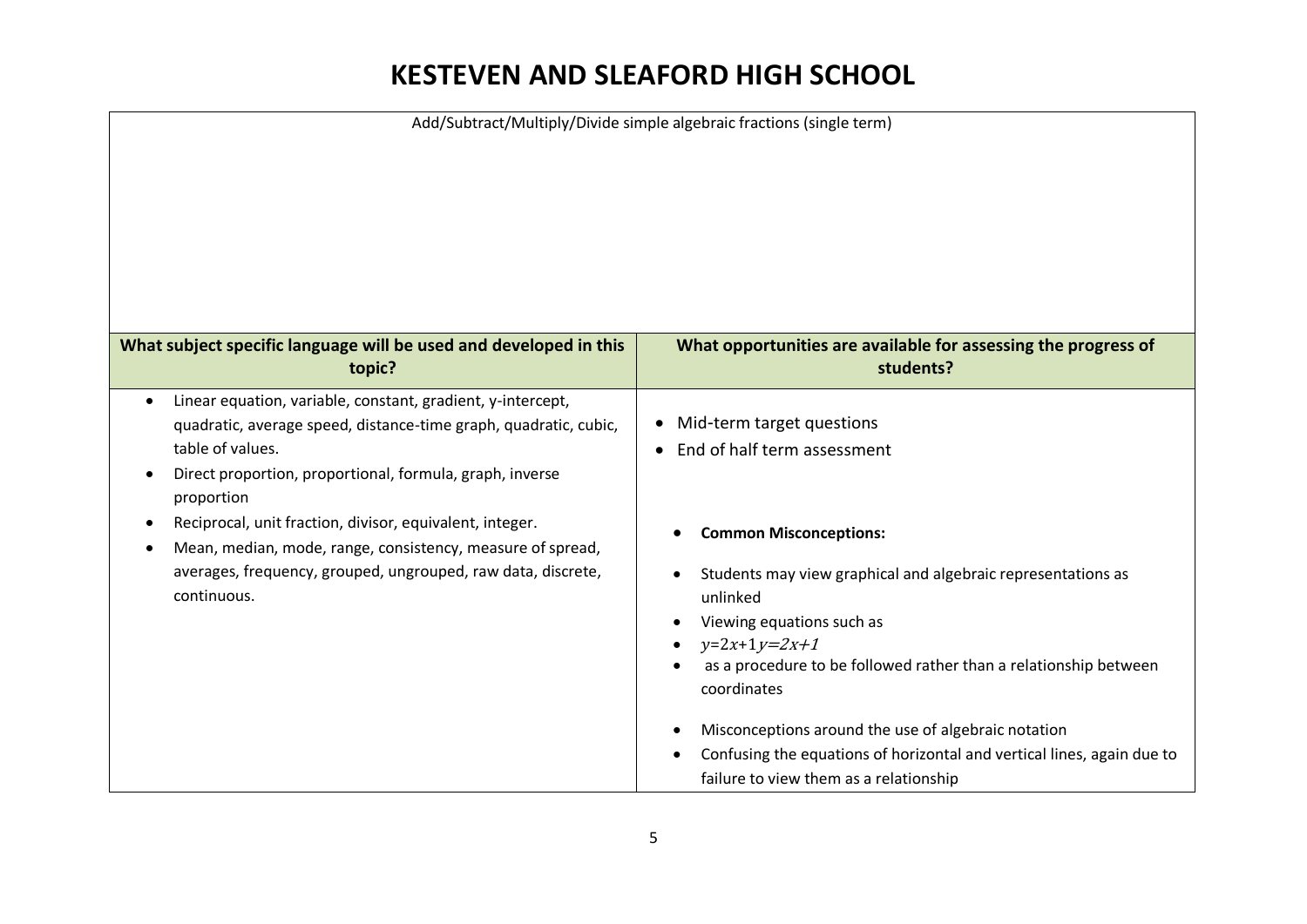# KESTEVEN AND SLEAFORD HIGH SCHOOL

| Add/Subtract/Multiply/Divide simple algebraic fractions (single term) | |
|---|---|
| **What subject specific language will be used and developed in this topic?** | **What opportunities are available for assessing the progress of students?** |
| • Linear equation, variable, constant, gradient, y-intercept, quadratic, average speed, distance-time graph, quadratic, cubic, table of values.<br>• Direct proportion, proportional, formula, graph, inverse proportion<br>• Reciprocal, unit fraction, divisor, equivalent, integer.<br>• Mean, median, mode, range, consistency, measure of spread, averages, frequency, grouped, ungrouped, raw data, discrete, continuous. | • Mid-term target questions<br>• End of half term assessment<br><br>• **Common Misconceptions:**<br>• Students may view graphical and algebraic representations as unlinked<br>• Viewing equations such as<br>• $y=2x+1$$y=2x+1$<br>• as a procedure to be followed rather than a relationship between coordinates<br><br>• Misconceptions around the use of algebraic notation<br>• Confusing the equations of horizontal and vertical lines, again due to failure to view them as a relationship |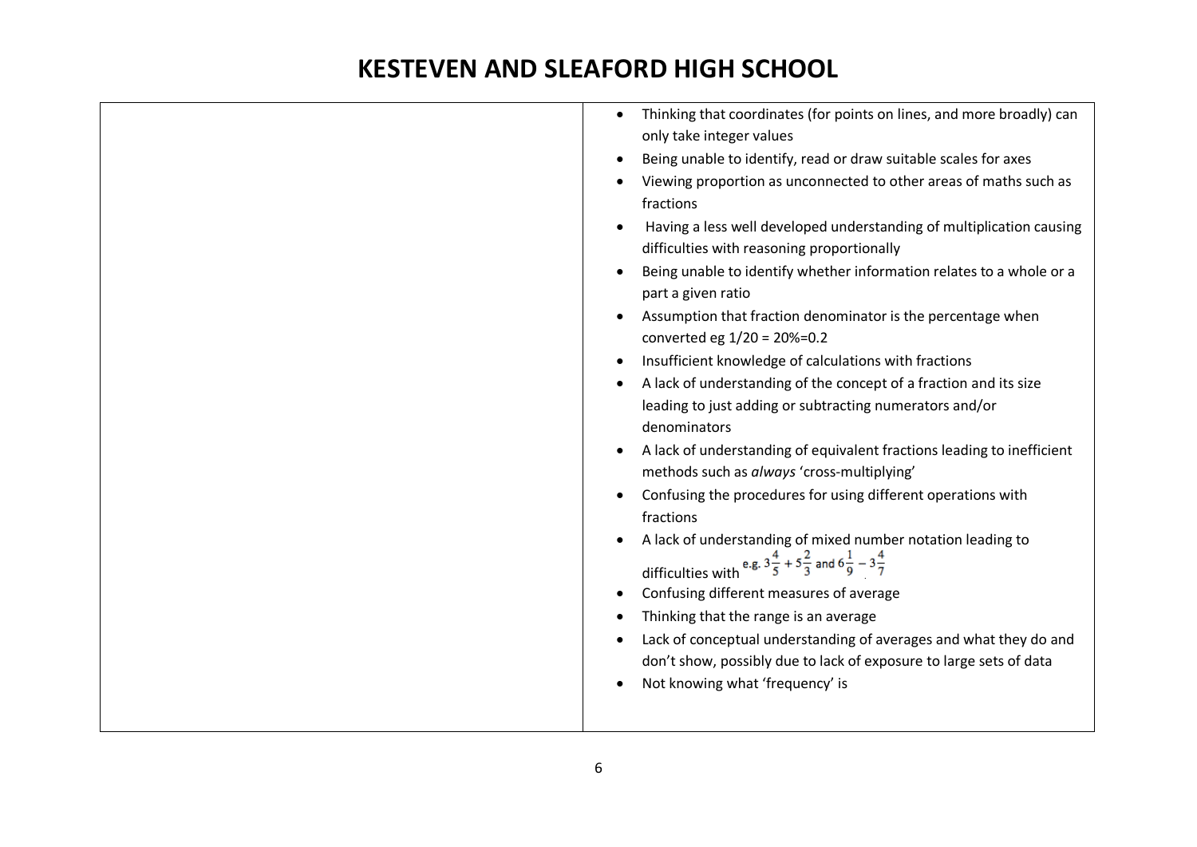# KESTEVEN AND SLEAFORD HIGH SCHOOL

| | |
|---|---|
| | • Thinking that coordinates (for points on lines, and more broadly) can only take integer values<br>• Being unable to identify, read or draw suitable scales for axes<br>• Viewing proportion as unconnected to other areas of maths such as fractions<br>• Having a less well developed understanding of multiplication causing difficulties with reasoning proportionally<br>• Being unable to identify whether information relates to a whole or a part a given ratio<br>• Assumption that fraction denominator is the percentage when converted eg 1/20 = 20%=0.2<br>• Insufficient knowledge of calculations with fractions<br>• A lack of understanding of the concept of a fraction and its size leading to just adding or subtracting numerators and/or denominators<br>• A lack of understanding of equivalent fractions leading to inefficient methods such as *always* 'cross-multiplying'<br>• Confusing the procedures for using different operations with fractions<br>• A lack of understanding of mixed number notation leading to difficulties with e.g. $3\frac{4}{5} + 5\frac{2}{3}$ and $6\frac{1}{9} - 3\frac{4}{7}$<br>• Confusing different measures of average<br>• Thinking that the range is an average<br>• Lack of conceptual understanding of averages and what they do and don't show, possibly due to lack of exposure to large sets of data<br>• Not knowing what 'frequency' is |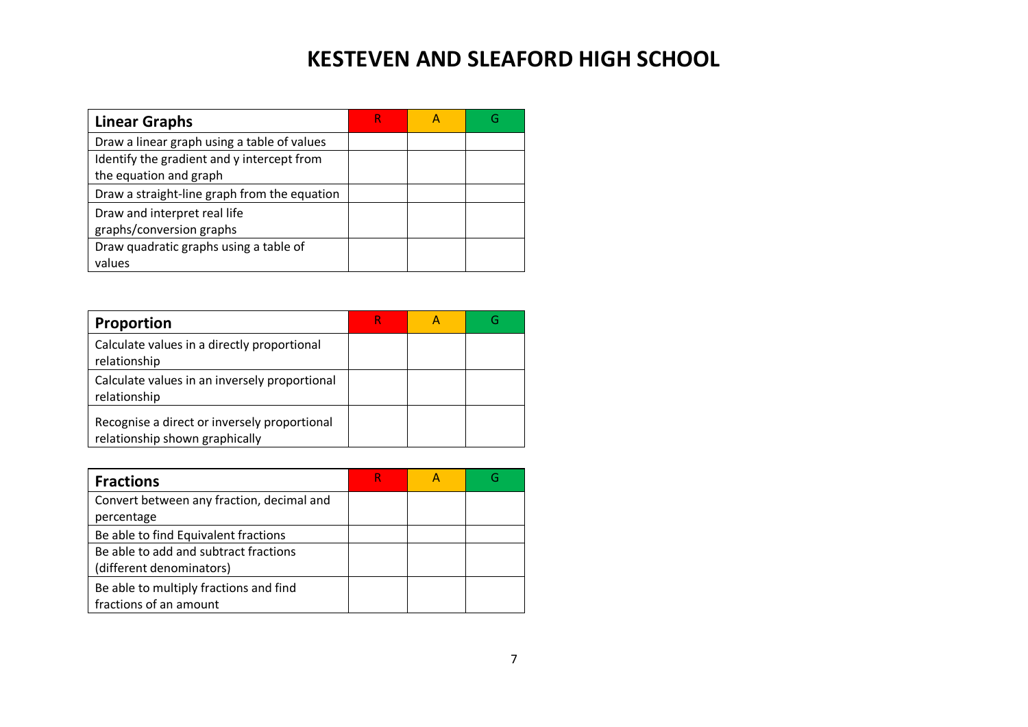# KESTEVEN AND SLEAFORD HIGH SCHOOL

| Linear Graphs | R | A | G |
| --- | --- | --- | --- |
| Draw a linear graph using a table of values | | | |
| Identify the gradient and y intercept from the equation and graph | | | |
| Draw a straight-line graph from the equation | | | |
| Draw and interpret real life graphs/conversion graphs | | | |
| Draw quadratic graphs using a table of values | | | |

| Proportion | R | A | G |
| --- | --- | --- | --- |
| Calculate values in a directly proportional relationship | | | |
| Calculate values in an inversely proportional relationship | | | |
| Recognise a direct or inversely proportional relationship shown graphically | | | |

| Fractions | R | A | G |
| --- | --- | --- | --- |
| Convert between any fraction, decimal and percentage | | | |
| Be able to find Equivalent fractions | | | |
| Be able to add and subtract fractions (different denominators) | | | |
| Be able to multiply fractions and find fractions of an amount | | | |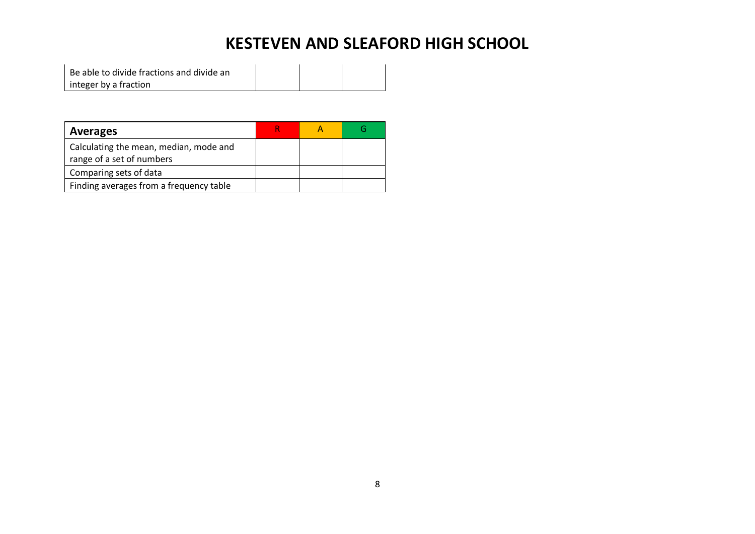# KESTEVEN AND SLEAFORD HIGH SCHOOL

| | | | |
|---|---|---|---|
| Be able to divide fractions and divide an integer by a fraction | | | |

| **Averages** | R | A | G |
|---|---|---|---|
| Calculating the mean, median, mode and range of a set of numbers | | | |
| Comparing sets of data | | | |
| Finding averages from a frequency table | | | |